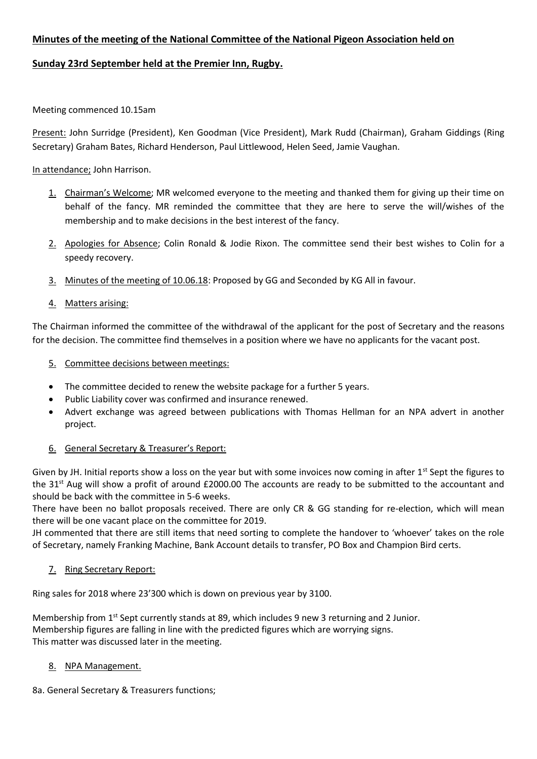**Minutes of the meeting of the National Committee of the National Pigeon Association held on**

**Sunday 23rd September held at the Premier Inn, Rugby.**

Meeting commenced 10.15am

Present: John Surridge (President), Ken Goodman (Vice President), Mark Rudd (Chairman), Graham Giddings (Ring Secretary) Graham Bates, Richard Henderson, Paul Littlewood, Helen Seed, Jamie Vaughan.

In attendance; John Harrison.

1. Chairman's Welcome; MR welcomed everyone to the meeting and thanked them for giving up their time on behalf of the fancy. MR reminded the committee that they are here to serve the will/wishes of the membership and to make decisions in the best interest of the fancy.
2. Apologies for Absence; Colin Ronald & Jodie Rixon. The committee send their best wishes to Colin for a speedy recovery.
3. Minutes of the meeting of 10.06.18: Proposed by GG and Seconded by KG All in favour.
4. Matters arising:

The Chairman informed the committee of the withdrawal of the applicant for the post of Secretary and the reasons for the decision. The committee find themselves in a position where we have no applicants for the vacant post.

5. Committee decisions between meetings:

- The committee decided to renew the website package for a further 5 years.
- Public Liability cover was confirmed and insurance renewed.
- Advert exchange was agreed between publications with Thomas Hellman for an NPA advert in another project.

6. General Secretary & Treasurer's Report:

Given by JH. Initial reports show a loss on the year but with some invoices now coming in after 1st Sept the figures to the 31st Aug will show a profit of around £2000.00 The accounts are ready to be submitted to the accountant and should be back with the committee in 5-6 weeks.
There have been no ballot proposals received. There are only CR & GG standing for re-election, which will mean there will be one vacant place on the committee for 2019.
JH commented that there are still items that need sorting to complete the handover to 'whoever' takes on the role of Secretary, namely Franking Machine, Bank Account details to transfer, PO Box and Champion Bird certs.

7. Ring Secretary Report:

Ring sales for 2018 where 23'300 which is down on previous year by 3100.

Membership from 1st Sept currently stands at 89, which includes 9 new 3 returning and 2 Junior.
Membership figures are falling in line with the predicted figures which are worrying signs.
This matter was discussed later in the meeting.

8. NPA Management.

8a. General Secretary & Treasurers functions;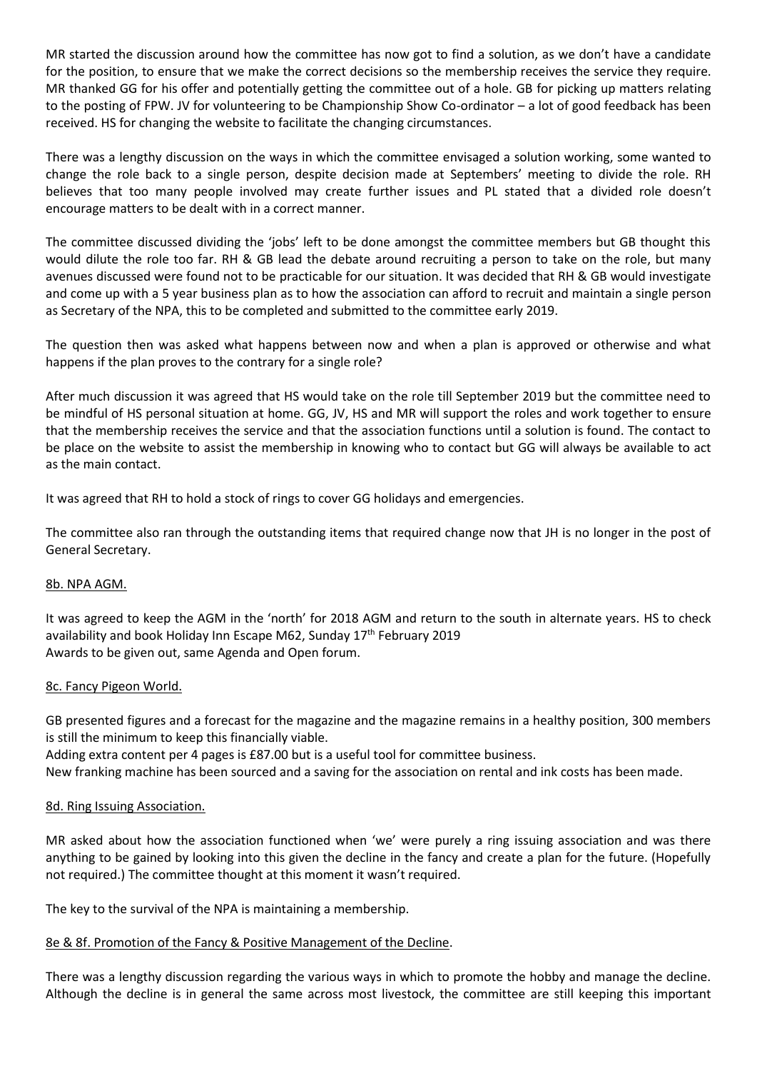MR started the discussion around how the committee has now got to find a solution, as we don't have a candidate for the position, to ensure that we make the correct decisions so the membership receives the service they require. MR thanked GG for his offer and potentially getting the committee out of a hole. GB for picking up matters relating to the posting of FPW. JV for volunteering to be Championship Show Co-ordinator – a lot of good feedback has been received. HS for changing the website to facilitate the changing circumstances.

There was a lengthy discussion on the ways in which the committee envisaged a solution working, some wanted to change the role back to a single person, despite decision made at Septembers' meeting to divide the role. RH believes that too many people involved may create further issues and PL stated that a divided role doesn't encourage matters to be dealt with in a correct manner.

The committee discussed dividing the 'jobs' left to be done amongst the committee members but GB thought this would dilute the role too far. RH & GB lead the debate around recruiting a person to take on the role, but many avenues discussed were found not to be practicable for our situation. It was decided that RH & GB would investigate and come up with a 5 year business plan as to how the association can afford to recruit and maintain a single person as Secretary of the NPA, this to be completed and submitted to the committee early 2019.

The question then was asked what happens between now and when a plan is approved or otherwise and what happens if the plan proves to the contrary for a single role?

After much discussion it was agreed that HS would take on the role till September 2019 but the committee need to be mindful of HS personal situation at home. GG, JV, HS and MR will support the roles and work together to ensure that the membership receives the service and that the association functions until a solution is found. The contact to be place on the website to assist the membership in knowing who to contact but GG will always be available to act as the main contact.

It was agreed that RH to hold a stock of rings to cover GG holidays and emergencies.

The committee also ran through the outstanding items that required change now that JH is no longer in the post of General Secretary.

8b. NPA AGM.

It was agreed to keep the AGM in the 'north' for 2018 AGM and return to the south in alternate years. HS to check availability and book Holiday Inn Escape M62, Sunday 17th February 2019
Awards to be given out, same Agenda and Open forum.

8c. Fancy Pigeon World.

GB presented figures and a forecast for the magazine and the magazine remains in a healthy position, 300 members is still the minimum to keep this financially viable.
Adding extra content per 4 pages is £87.00 but is a useful tool for committee business.
New franking machine has been sourced and a saving for the association on rental and ink costs has been made.

8d. Ring Issuing Association.

MR asked about how the association functioned when 'we' were purely a ring issuing association and was there anything to be gained by looking into this given the decline in the fancy and create a plan for the future. (Hopefully not required.) The committee thought at this moment it wasn't required.

The key to the survival of the NPA is maintaining a membership.

8e & 8f. Promotion of the Fancy & Positive Management of the Decline.

There was a lengthy discussion regarding the various ways in which to promote the hobby and manage the decline. Although the decline is in general the same across most livestock, the committee are still keeping this important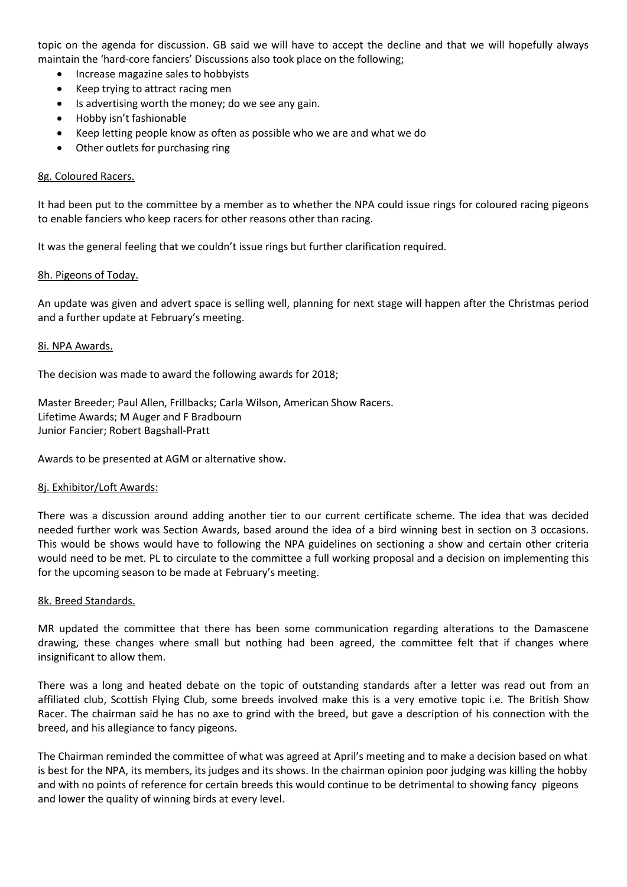topic on the agenda for discussion. GB said we will have to accept the decline and that we will hopefully always maintain the 'hard-core fanciers' Discussions also took place on the following;

- Increase magazine sales to hobbyists
- Keep trying to attract racing men
- Is advertising worth the money; do we see any gain.
- Hobby isn't fashionable
- Keep letting people know as often as possible who we are and what we do
- Other outlets for purchasing ring

8g. Coloured Racers.

It had been put to the committee by a member as to whether the NPA could issue rings for coloured racing pigeons to enable fanciers who keep racers for other reasons other than racing.

It was the general feeling that we couldn't issue rings but further clarification required.

8h. Pigeons of Today.

An update was given and advert space is selling well, planning for next stage will happen after the Christmas period and a further update at February's meeting.

8i. NPA Awards.

The decision was made to award the following awards for 2018;

Master Breeder; Paul Allen, Frillbacks; Carla Wilson, American Show Racers.
Lifetime Awards; M Auger and F Bradbourn
Junior Fancier; Robert Bagshall-Pratt

Awards to be presented at AGM or alternative show.

8j. Exhibitor/Loft Awards:

There was a discussion around adding another tier to our current certificate scheme. The idea that was decided needed further work was Section Awards, based around the idea of a bird winning best in section on 3 occasions. This would be shows would have to following the NPA guidelines on sectioning a show and certain other criteria would need to be met. PL to circulate to the committee a full working proposal and a decision on implementing this for the upcoming season to be made at February's meeting.

8k. Breed Standards.

MR updated the committee that there has been some communication regarding alterations to the Damascene drawing, these changes where small but nothing had been agreed, the committee felt that if changes where insignificant to allow them.

There was a long and heated debate on the topic of outstanding standards after a letter was read out from an affiliated club, Scottish Flying Club, some breeds involved make this is a very emotive topic i.e. The British Show Racer. The chairman said he has no axe to grind with the breed, but gave a description of his connection with the breed, and his allegiance to fancy pigeons.

The Chairman reminded the committee of what was agreed at April's meeting and to make a decision based on what is best for the NPA, its members, its judges and its shows. In the chairman opinion poor judging was killing the hobby and with no points of reference for certain breeds this would continue to be detrimental to showing fancy pigeons and lower the quality of winning birds at every level.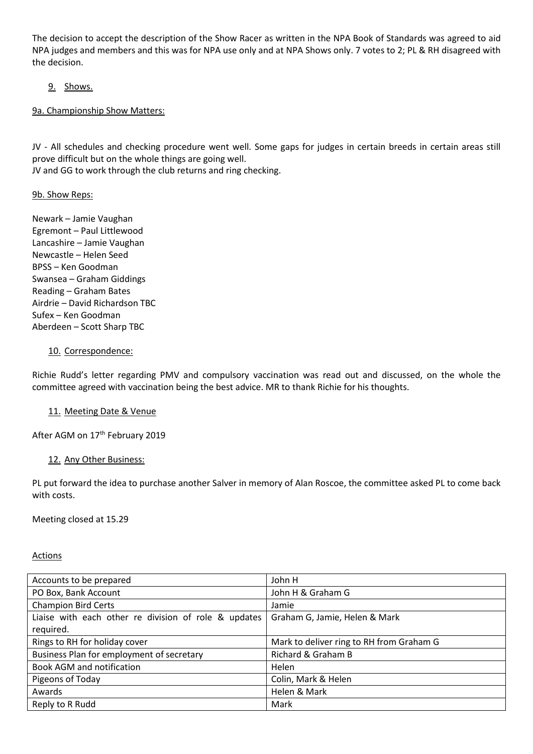The decision to accept the description of the Show Racer as written in the NPA Book of Standards was agreed to aid NPA judges and members and this was for NPA use only and at NPA Shows only. 7 votes to 2; PL & RH disagreed with the decision.

## 9. Shows.

### 9a. Championship Show Matters:

JV - All schedules and checking procedure went well. Some gaps for judges in certain breeds in certain areas still prove difficult but on the whole things are going well.
JV and GG to work through the club returns and ring checking.

### 9b. Show Reps:

Newark – Jamie Vaughan
Egremont – Paul Littlewood
Lancashire – Jamie Vaughan
Newcastle – Helen Seed
BPSS – Ken Goodman
Swansea – Graham Giddings
Reading – Graham Bates
Airdrie – David Richardson TBC
Sufex – Ken Goodman
Aberdeen – Scott Sharp TBC

## 10. Correspondence:

Richie Rudd's letter regarding PMV and compulsory vaccination was read out and discussed, on the whole the committee agreed with vaccination being the best advice. MR to thank Richie for his thoughts.

## 11. Meeting Date & Venue

After AGM on 17th February 2019

## 12. Any Other Business:

PL put forward the idea to purchase another Salver in memory of Alan Roscoe, the committee asked PL to come back with costs.

Meeting closed at 15.29

### Actions

| | |
|---|---|
| Accounts to be prepared | John H |
| PO Box, Bank Account | John H & Graham G |
| Champion Bird Certs | Jamie |
| Liaise with each other re division of role & updates required. | Graham G, Jamie, Helen & Mark |
| Rings to RH for holiday cover | Mark to deliver ring to RH from Graham G |
| Business Plan for employment of secretary | Richard & Graham B |
| Book AGM and notification | Helen |
| Pigeons of Today | Colin, Mark & Helen |
| Awards | Helen & Mark |
| Reply to R Rudd | Mark |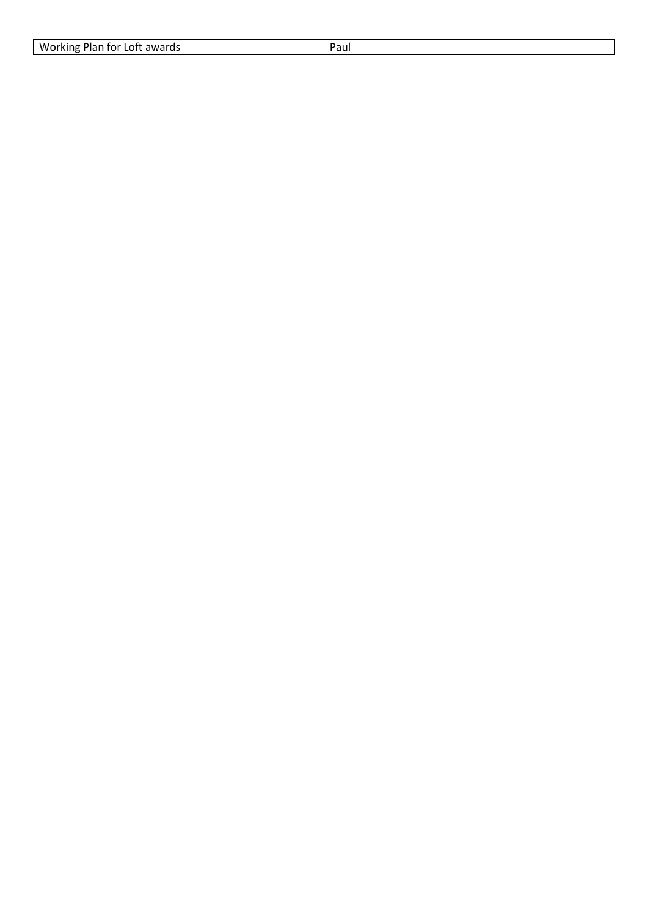| | |
|---|---|
| Working Plan for Loft awards | Paul |